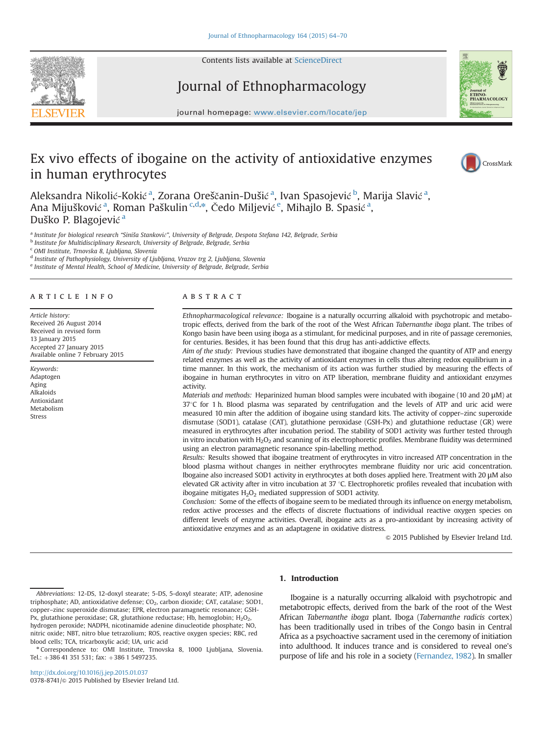# Ex vivo effects of ibogaine on the activity of antioxidative enzymes in human erythrocytes

Aleksandra Nikolić-Kokić [a], Zorana Oreščanin-Dušić [a], Ivan Spasojević [b], Marija Slavić [a], Ana Mijušković [a], Roman Paškulin [c,d,*], Čedo Miljević [e], Mihajlo B. Spasić [a], Duško P. Blagojević [a]

[a] Institute for biological research "Siniša Stanković", University of Belgrade, Despota Stefana 142, Belgrade, Serbia
[b] Institute for Multidisciplinary Research, University of Belgrade, Belgrade, Serbia
[c] OMI Institute, Trnovska 8, Ljubljana, Slovenia
[d] Institute of Pathophysiology, University of Ljubljana, Vrazov trg 2, Ljubljana, Slovenia
[e] Institute of Mental Health, School of Medicine, University of Belgrade, Belgrade, Serbia

## ARTICLE INFO

*Article history:*
Received 26 August 2014
Received in revised form
13 January 2015
Accepted 27 January 2015
Available online 7 February 2015

*Keywords:*
Adaptogen
Aging
Alkaloids
Antioxidant
Metabolism
Stress

## ABSTRACT

*Ethnopharmacological relevance:* Ibogaine is a naturally occurring alkaloid with psychotropic and metabotropic effects, derived from the bark of the root of the West African *Tabernanthe iboga* plant. The tribes of Kongo basin have been using iboga as a stimulant, for medicinal purposes, and in rite of passage ceremonies, for centuries. Besides, it has been found that this drug has anti-addictive effects.

*Aim of the study:* Previous studies have demonstrated that ibogaine changed the quantity of ATP and energy related enzymes as well as the activity of antioxidant enzymes in cells thus altering redox equilibrium in a time manner. In this work, the mechanism of its action was further studied by measuring the effects of ibogaine in human erythrocytes in vitro on ATP liberation, membrane fluidity and antioxidant enzymes activity.

*Materials and methods:* Heparinized human blood samples were incubated with ibogaine (10 and 20 μM) at 37°C for 1 h. Blood plasma was separated by centrifugation and the levels of ATP and uric acid were measured 10 min after the addition of ibogaine using standard kits. The activity of copper–zinc superoxide dismutase (SOD1), catalase (CAT), glutathione peroxidase (GSH-Px) and glutathione reductase (GR) were measured in erythrocytes after incubation period. The stability of SOD1 activity was further tested through in vitro incubation with $H_2O_2$ and scanning of its electrophoretic profiles. Membrane fluidity was determined using an electron paramagnetic resonance spin-labelling method.

*Results:* Results showed that ibogaine treatment of erythrocytes in vitro increased ATP concentration in the blood plasma without changes in neither erythrocytes membrane fluidity nor uric acid concentration. Ibogaine also increased SOD1 activity in erythrocytes at both doses applied here. Treatment with 20 μM also elevated GR activity after in vitro incubation at 37 °C. Electrophoretic profiles revealed that incubation with ibogaine mitigates $H_2O_2$ mediated suppression of SOD1 activity.

*Conclusion:* Some of the effects of ibogaine seem to be mediated through its influence on energy metabolism, redox active processes and the effects of discrete fluctuations of individual reactive oxygen species on different levels of enzyme activities. Overall, ibogaine acts as a pro-antioxidant by increasing activity of antioxidative enzymes and as an adaptagene in oxidative distress.

© 2015 Published by Elsevier Ireland Ltd.

## 1. Introduction

Ibogaine is a naturally occurring alkaloid with psychotropic and metabotropic effects, derived from the bark of the root of the West African *Tabernanthe iboga* plant. Iboga (*Tabernanthe radicis* cortex) has been traditionally used in tribes of the Congo basin in Central Africa as a psychoactive sacrament used in the ceremony of initiation into adulthood. It induces trance and is considered to reveal one's purpose of life and his role in a society (Fernandez, 1982). In smaller

---

*Abbreviations:* 12-DS, 12-doxyl stearate; 5-DS, 5-doxyl stearate; ATP, adenosine triphosphate; AD, antioxidative defense; $CO_2$, carbon dioxide; CAT, catalase; SOD1, copper–zinc superoxide dismutase; EPR, electron paramagnetic resonance; GSH-Px, glutathione peroxidase; GR, glutathione reductase; Hb, hemoglobin; $H_2O_2$, hydrogen peroxide; NADPH, nicotinamide adenine dinucleotide phosphate; NO, nitric oxide; NBT, nitro blue tetrazolium; ROS, reactive oxygen species; RBC, red blood cells; TCA, tricarboxylic acid; UA, uric acid

* Correspondence to: OMI Institute, Trnovska 8, 1000 Ljubljana, Slovenia. Tel.: +386 41 351 531; fax: +386 1 5497235.

http://dx.doi.org/10.1016/j.jep.2015.01.037
0378-8741/© 2015 Published by Elsevier Ireland Ltd.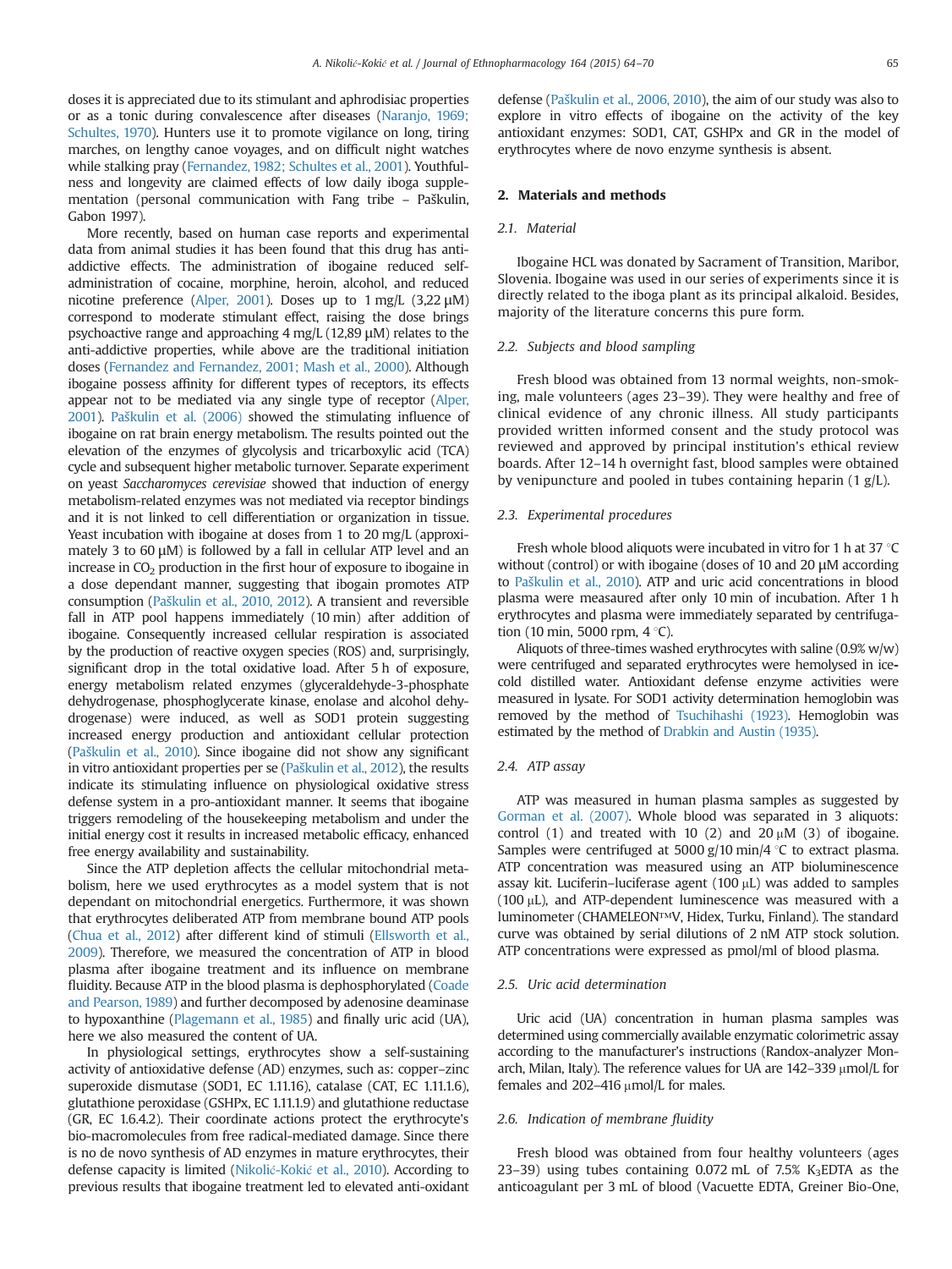doses it is appreciated due to its stimulant and aphrodisiac properties or as a tonic during convalescence after diseases (Naranjo, 1969; Schultes, 1970). Hunters use it to promote vigilance on long, tiring marches, on lengthy canoe voyages, and on difficult night watches while stalking pray (Fernandez, 1982; Schultes et al., 2001). Youthfulness and longevity are claimed effects of low daily iboga supplementation (personal communication with Fang tribe – Paškulin, Gabon 1997).

More recently, based on human case reports and experimental data from animal studies it has been found that this drug has anti-addictive effects. The administration of ibogaine reduced self-administration of cocaine, morphine, heroin, alcohol, and reduced nicotine preference (Alper, 2001). Doses up to 1 mg/L (3,22 μM) correspond to moderate stimulant effect, raising the dose brings psychoactive range and approaching 4 mg/L (12,89 μM) relates to the anti-addictive properties, while above are the traditional initiation doses (Fernandez and Fernandez, 2001; Mash et al., 2000). Although ibogaine possess affinity for different types of receptors, its effects appear not to be mediated via any single type of receptor (Alper, 2001). Paškulin et al. (2006) showed the stimulating influence of ibogaine on rat brain energy metabolism. The results pointed out the elevation of the enzymes of glycolysis and tricarboxylic acid (TCA) cycle and subsequent higher metabolic turnover. Separate experiment on yeast *Saccharomyces cerevisiae* showed that induction of energy metabolism-related enzymes was not mediated via receptor bindings and it is not linked to cell differentiation or organization in tissue. Yeast incubation with ibogaine at doses from 1 to 20 mg/L (approximately 3 to 60 μM) is followed by a fall in cellular ATP level and an increase in $CO_2$ production in the first hour of exposure to ibogaine in a dose dependant manner, suggesting that ibogain promotes ATP consumption (Paškulin et al., 2010, 2012). A transient and reversible fall in ATP pool happens immediately (10 min) after addition of ibogaine. Consequently increased cellular respiration is associated by the production of reactive oxygen species (ROS) and, surprisingly, significant drop in the total oxidative load. After 5 h of exposure, energy metabolism related enzymes (glyceraldehyde-3-phosphate dehydrogenase, phosphoglycerate kinase, enolase and alcohol dehydrogenase) were induced, as well as SOD1 protein suggesting increased energy production and antioxidant cellular protection (Paškulin et al., 2010). Since ibogaine did not show any significant in vitro antioxidant properties per se (Paškulin et al., 2012), the results indicate its stimulating influence on physiological oxidative stress defense system in a pro-antioxidant manner. It seems that ibogaine triggers remodeling of the housekeeping metabolism and under the initial energy cost it results in increased metabolic efficacy, enhanced free energy availability and sustainability.

Since the ATP depletion affects the cellular mitochondrial metabolism, here we used erythrocytes as a model system that is not dependant on mitochondrial energetics. Furthermore, it was shown that erythrocytes deliberated ATP from membrane bound ATP pools (Chua et al., 2012) after different kind of stimuli (Ellsworth et al., 2009). Therefore, we measured the concentration of ATP in blood plasma after ibogaine treatment and its influence on membrane fluidity. Because ATP in the blood plasma is dephosphorylated (Coade and Pearson, 1989) and further decomposed by adenosine deaminase to hypoxanthine (Plagemann et al., 1985) and finally uric acid (UA), here we also measured the content of UA.

In physiological settings, erythrocytes show a self-sustaining activity of antioxidative defense (AD) enzymes, such as: copper–zinc superoxide dismutase (SOD1, EC 1.11.16), catalase (CAT, EC 1.11.1.6), glutathione peroxidase (GSHPx, EC 1.11.1.9) and glutathione reductase (GR, EC 1.6.4.2). Their coordinate actions protect the erythrocyte's bio-macromolecules from free radical-mediated damage. Since there is no de novo synthesis of AD enzymes in mature erythrocytes, their defense capacity is limited (Nikolić-Kokić et al., 2010). According to previous results that ibogaine treatment led to elevated anti-oxidant defense (Paškulin et al., 2006, 2010), the aim of our study was also to explore in vitro effects of ibogaine on the activity of the key antioxidant enzymes: SOD1, CAT, GSHPx and GR in the model of erythrocytes where de novo enzyme synthesis is absent.

## 2. Materials and methods

### 2.1. Material

Ibogaine HCL was donated by Sacrament of Transition, Maribor, Slovenia. Ibogaine was used in our series of experiments since it is directly related to the iboga plant as its principal alkaloid. Besides, majority of the literature concerns this pure form.

### 2.2. Subjects and blood sampling

Fresh blood was obtained from 13 normal weights, non-smoking, male volunteers (ages 23–39). They were healthy and free of clinical evidence of any chronic illness. All study participants provided written informed consent and the study protocol was reviewed and approved by principal institution's ethical review boards. After 12–14 h overnight fast, blood samples were obtained by venipuncture and pooled in tubes containing heparin (1 g/L).

### 2.3. Experimental procedures

Fresh whole blood aliquots were incubated in vitro for 1 h at 37 °C without (control) or with ibogaine (doses of 10 and 20 μM according to Paškulin et al., 2010). ATP and uric acid concentrations in blood plasma were meaasured after only 10 min of incubation. After 1 h erythrocytes and plasma were immediately separated by centrifugation (10 min, 5000 rpm, 4 °C).

Aliquots of three-times washed erythrocytes with saline (0.9% w/w) were centrifuged and separated erythrocytes were hemolysed in ice-cold distilled water. Antioxidant defense enzyme activities were measured in lysate. For SOD1 activity determination hemoglobin was removed by the method of Tsuchihashi (1923). Hemoglobin was estimated by the method of Drabkin and Austin (1935).

### 2.4. ATP assay

ATP was measured in human plasma samples as suggested by Gorman et al. (2007). Whole blood was separated in 3 aliquots: control (1) and treated with 10 (2) and 20 μM (3) of ibogaine. Samples were centrifuged at 5000 g/10 min/4 °C to extract plasma. ATP concentration was measured using an ATP bioluminescence assay kit. Luciferin–luciferase agent (100 μL) was added to samples (100 μL), and ATP-dependent luminescence was measured with a luminometer (CHAMELEON™V, Hidex, Turku, Finland). The standard curve was obtained by serial dilutions of 2 nM ATP stock solution. ATP concentrations were expressed as pmol/ml of blood plasma.

### 2.5. Uric acid determination

Uric acid (UA) concentration in human plasma samples was determined using commercially available enzymatic colorimetric assay according to the manufacturer's instructions (Randox-analyzer Monarch, Milan, Italy). The reference values for UA are 142–339 μmol/L for females and 202–416 μmol/L for males.

### 2.6. Indication of membrane fluidity

Fresh blood was obtained from four healthy volunteers (ages 23–39) using tubes containing 0.072 mL of 7.5% $K_3EDTA$ as the anticoagulant per 3 mL of blood (Vacuette EDTA, Greiner Bio-One,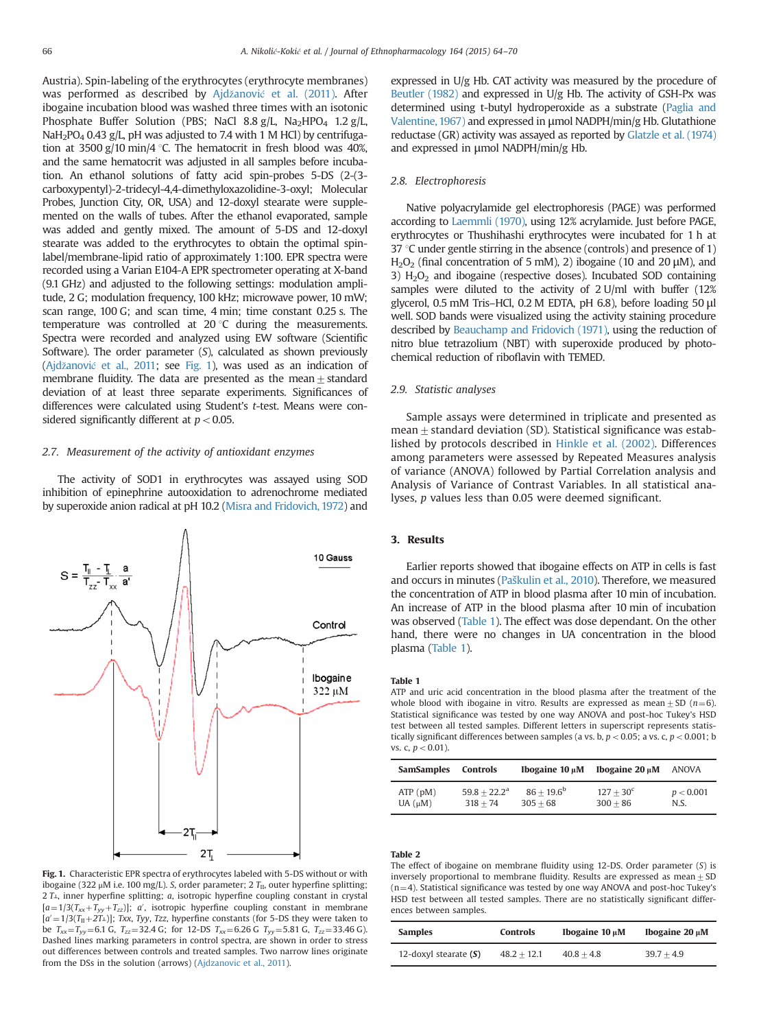Austria). Spin-labeling of the erythrocytes (erythrocyte membranes) was performed as described by Ajdžanović et al. (2011). After ibogaine incubation blood was washed three times with an isotonic Phosphate Buffer Solution (PBS; NaCl 8.8 g/L, $Na_2HPO_4$ 1.2 g/L, $NaH_2PO_4$ 0.43 g/L, pH was adjusted to 7.4 with 1 M HCl) by centrifugation at 3500 g/10 min/4 °C. The hematocrit in fresh blood was 40%, and the same hematocrit was adjusted in all samples before incubation. An ethanol solutions of fatty acid spin-probes 5-DS (2-(3-carboxypentyl)-2-tridecyl-4,4-dimethyloxazolidine-3-oxyl; Molecular Probes, Junction City, OR, USA) and 12-doxyl stearate were supplemented on the walls of tubes. After the ethanol evaporated, sample was added and gently mixed. The amount of 5-DS and 12-doxyl stearate was added to the erythrocytes to obtain the optimal spin-label/membrane-lipid ratio of approximately 1:100. EPR spectra were recorded using a Varian E104-A EPR spectrometer operating at X-band (9.1 GHz) and adjusted to the following settings: modulation amplitude, 2 G; modulation frequency, 100 kHz; microwave power, 10 mW; scan range, 100 G; and scan time, 4 min; time constant 0.25 s. The temperature was controlled at 20 °C during the measurements. Spectra were recorded and analyzed using EW software (Scientific Software). The order parameter (*S*), calculated as shown previously (Ajdžanović et al., 2011; see Fig. 1), was used as an indication of membrane fluidity. The data are presented as the mean ± standard deviation of at least three separate experiments. Significances of differences were calculated using Student's *t*-test. Means were considered significantly different at $p < 0.05$.

### 2.7. Measurement of the activity of antioxidant enzymes

The activity of SOD1 in erythrocytes was assayed using SOD inhibition of epinephrine autooxidation to adrenochrome mediated by superoxide anion radical at pH 10.2 (Misra and Fridovich, 1972) and expressed in U/g Hb. CAT activity was measured by the procedure of Beutler (1982) and expressed in U/g Hb. The activity of GSH-Px was determined using t-butyl hydroperoxide as a substrate (Paglia and Valentine, 1967) and expressed in μmol NADPH/min/g Hb. Glutathione reductase (GR) activity was assayed as reported by Glatzle et al. (1974) and expressed in μmol NADPH/min/g Hb.

$$S = \frac{T_{\parallel} - T_{\perp}}{T_{zz} - T_{xx}} \cdot \frac{a}{a'}$$

**Fig. 1.** Characteristic EPR spectra of erythrocytes labeled with 5-DS without or with ibogaine (322 μM i.e. 100 mg/L). *S*, order parameter; $2T_{\parallel}$, outer hyperfine splitting; $2T_{\perp}$, inner hyperfine splitting; *a*, isotropic hyperfine coupling constant in crystal $[a = 1/3(T_{xx} + T_{yy} + T_{zz})]$; *a*′, isotropic hyperfine coupling constant in membrane $[a' = 1/3(T_{\parallel} + 2T_{\perp})]$; *Txx*, *Tyy*, *Tzz*, hyperfine constants (for 5-DS they were taken to be $T_{xx} = T_{yy} = 6.1$ G, $T_{zz} = 32.4$ G; for 12-DS $T_{xx} = 6.26$ G $T_{yy} = 5.81$ G, $T_{zz} = 33.46$ G). Dashed lines marking parameters in control spectra, are shown in order to stress out differences between controls and treated samples. Two narrow lines originate from the DSs in the solution (arrows) (Ajdzanovic et al., 2011).

### 2.8. Electrophoresis

Native polyacrylamide gel electrophoresis (PAGE) was performed according to Laemmli (1970), using 12% acrylamide. Just before PAGE, erythrocytes or Thushihashi erythrocytes were incubated for 1 h at 37 °C under gentle stirring in the absence (controls) and presence of 1) $H_2O_2$ (final concentration of 5 mM), 2) ibogaine (10 and 20 μM), and 3) $H_2O_2$ and ibogaine (respective doses). Incubated SOD containing samples were diluted to the activity of 2 U/ml with buffer (12% glycerol, 0.5 mM Tris–HCl, 0.2 M EDTA, pH 6.8), before loading 50 μl well. SOD bands were visualized using the activity staining procedure described by Beauchamp and Fridovich (1971), using the reduction of nitro blue tetrazolium (NBT) with superoxide produced by photochemical reduction of riboflavin with TEMED.

### 2.9. Statistic analyses

Sample assays were determined in triplicate and presented as mean ± standard deviation (SD). Statistical significance was established by protocols described in Hinkle et al. (2002). Differences among parameters were assessed by Repeated Measures analysis of variance (ANOVA) followed by Partial Correlation analysis and Analysis of Variance of Contrast Variables. In all statistical analyses, *p* values less than 0.05 were deemed significant.

## 3. Results

Earlier reports showed that ibogaine effects on ATP in cells is fast and occurs in minutes (Paškulin et al., 2010). Therefore, we measured the concentration of ATP in blood plasma after 10 min of incubation. An increase of ATP in the blood plasma after 10 min of incubation was observed (Table 1). The effect was dose dependant. On the other hand, there were no changes in UA concentration in the blood plasma (Table 1).

**Table 1**
ATP and uric acid concentration in the blood plasma after the treatment of the whole blood with ibogaine in vitro. Results are expressed as mean ± SD (n=6). Statistical significance was tested by one way ANOVA and post-hoc Tukey's HSD test between all tested samples. Different letters in superscript represents statistically significant differences between samples (a vs. b, $p < 0.05$; a vs. c, $p < 0.001$; b vs. c, $p < 0.01$).

| SamSamples | Controls | Ibogaine 10 μM | Ibogaine 20 μM | ANOVA |
|---|---|---|---|---|
| ATP (pM) | 59.8 ± 22.2[a] | 86 ± 19.6[b] | 127 ± 30[c] | $p < 0.001$ |
| UA (μM) | 318 ± 74 | 305 ± 68 | 300 ± 86 | N.S. |

**Table 2**
The effect of ibogaine on membrane fluidity using 12-DS. Order parameter (*S*) is inversely proportional to membrane fluidity. Results are expressed as mean ± SD (n=4). Statistical significance was tested by one way ANOVA and post-hoc Tukey's HSD test between all tested samples. There are no statistically significant differences between samples.

| Samples | Controls | Ibogaine 10 μM | Ibogaine 20 μM |
|---|---|---|---|
| 12-doxyl stearate (**S**) | 48.2 ± 12.1 | 40.8 ± 4.8 | 39.7 ± 4.9 |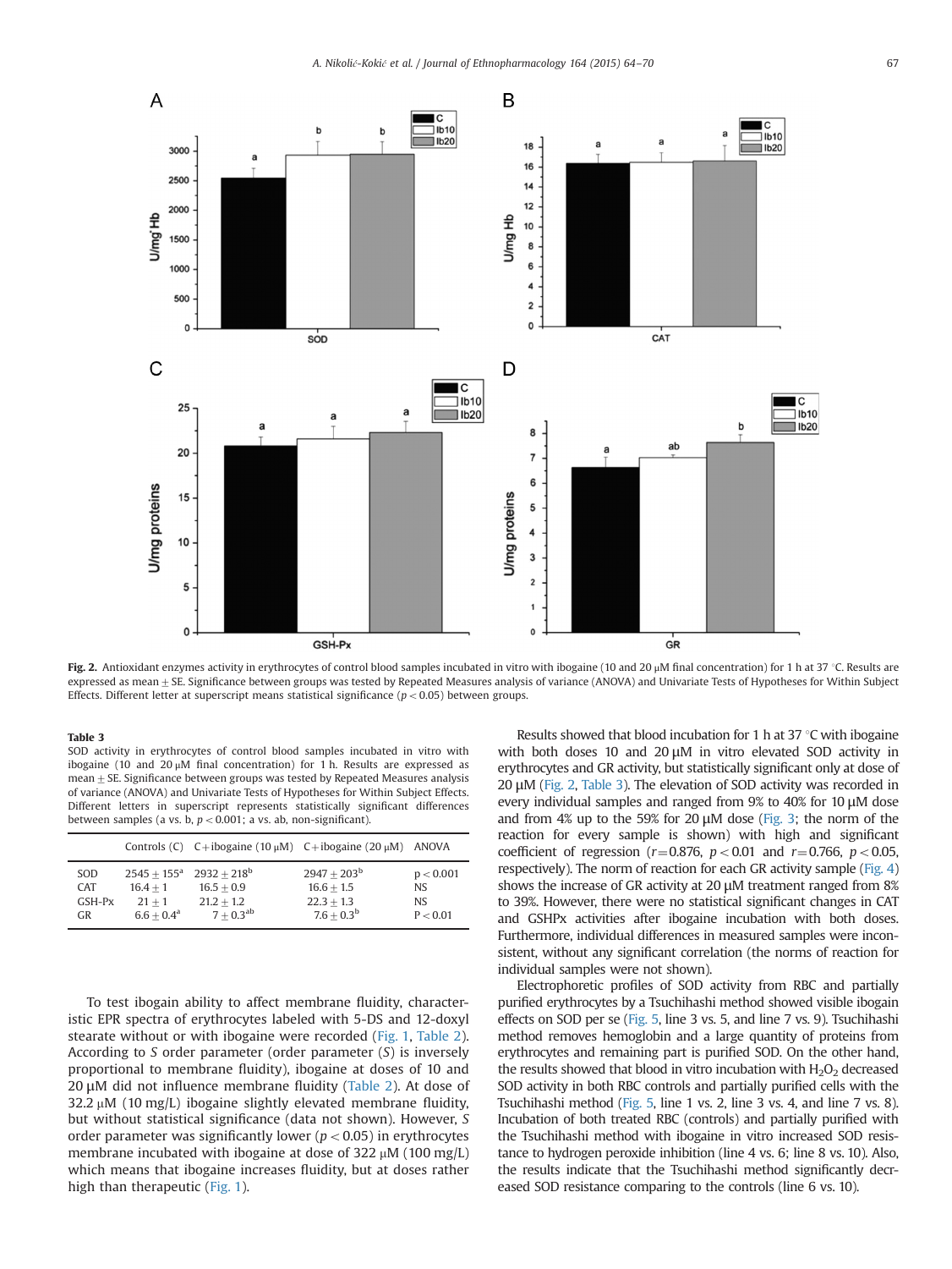**Fig. 2.** Antioxidant enzymes activity in erythrocytes of control blood samples incubated in vitro with ibogaine (10 and 20 μM final concentration) for 1 h at 37 °C. Results are expressed as mean ± SE. Significance between groups was tested by Repeated Measures analysis of variance (ANOVA) and Univariate Tests of Hypotheses for Within Subject Effects. Different letter at superscript means statistical significance ($p < 0.05$) between groups.

**Table 3**
SOD activity in erythrocytes of control blood samples incubated in vitro with ibogaine (10 and 20 μM final concentration) for 1 h. Results are expressed as mean ± SE. Significance between groups was tested by Repeated Measures analysis of variance (ANOVA) and Univariate Tests of Hypotheses for Within Subject Effects. Different letters in superscript represents statistically significant differences between samples (a vs. b, $p < 0.001$; a vs. ab, non-significant).

| | Controls (C) | C+ibogaine (10 μM) | C+ibogaine (20 μM) | ANOVA |
|---|---|---|---|---|
| SOD | $2545 \pm 155^{a}$ | $2932 \pm 218^{b}$ | $2947 \pm 203^{b}$ | $p < 0.001$ |
| CAT | $16.4 \pm 1$ | $16.5 \pm 0.9$ | $16.6 \pm 1.5$ | NS |
| GSH-Px | $21 \pm 1$ | $21.2 \pm 1.2$ | $22.3 \pm 1.3$ | NS |
| GR | $6.6 \pm 0.4^{a}$ | $7 \pm 0.3^{ab}$ | $7.6 \pm 0.3^{b}$ | $P < 0.01$ |

To test ibogain ability to affect membrane fluidity, characteristic EPR spectra of erythrocytes labeled with 5-DS and 12-doxyl stearate without or with ibogaine were recorded (Fig. 1, Table 2). According to *S* order parameter (order parameter (*S*) is inversely proportional to membrane fluidity), ibogaine at doses of 10 and 20 μM did not influence membrane fluidity (Table 2). At dose of 32.2 μM (10 mg/L) ibogaine slightly elevated membrane fluidity, but without statistical significance (data not shown). However, *S* order parameter was significantly lower ($p < 0.05$) in erythrocytes membrane incubated with ibogaine at dose of 322 μM (100 mg/L) which means that ibogaine increases fluidity, but at doses rather high than therapeutic (Fig. 1).

Results showed that blood incubation for 1 h at 37 °C with ibogaine with both doses 10 and 20 μM in vitro elevated SOD activity in erythrocytes and GR activity, but statistically significant only at dose of 20 μM (Fig. 2, Table 3). The elevation of SOD activity was recorded in every individual samples and ranged from 9% to 40% for 10 μM dose and from 4% up to the 59% for 20 μM dose (Fig. 3; the norm of the reaction for every sample is shown) with high and significant coefficient of regression ($r = 0.876$, $p < 0.01$ and $r = 0.766$, $p < 0.05$, respectively). The norm of reaction for each GR activity sample (Fig. 4) shows the increase of GR activity at 20 μM treatment ranged from 8% to 39%. However, there were no statistical significant changes in CAT and GSHPx activities after ibogaine incubation with both doses. Furthermore, individual differences in measured samples were inconsistent, without any significant correlation (the norms of reaction for individual samples were not shown).

Electrophoretic profiles of SOD activity from RBC and partially purified erythrocytes by a Tsuchihashi method showed visible ibogain effects on SOD per se (Fig. 5, line 3 vs. 5, and line 7 vs. 9). Tsuchihashi method removes hemoglobin and a large quantity of proteins from erythrocytes and remaining part is purified SOD. On the other hand, the results showed that blood in vitro incubation with $H_2O_2$ decreased SOD activity in both RBC controls and partially purified cells with the Tsuchihashi method (Fig. 5, line 1 vs. 2, line 3 vs. 4, and line 7 vs. 8). Incubation of both treated RBC (controls) and partially purified with the Tsuchihashi method with ibogaine in vitro increased SOD resistance to hydrogen peroxide inhibition (line 4 vs. 6; line 8 vs. 10). Also, the results indicate that the Tsuchihashi method significantly decreased SOD resistance comparing to the controls (line 6 vs. 10).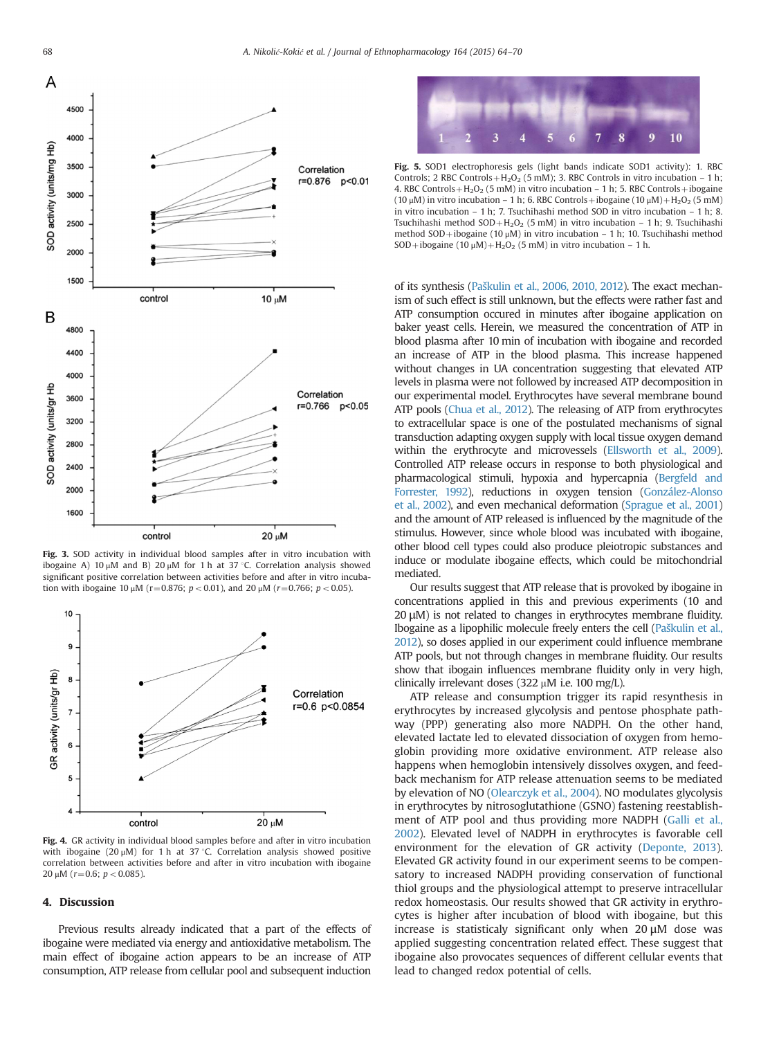**Fig. 3.** SOD activity in individual blood samples after in vitro incubation with ibogaine A) 10 μM and B) 20 μM for 1 h at 37 °C. Correlation analysis showed significant positive correlation between activities before and after in vitro incubation with ibogaine 10 μM ($r = 0.876$; $p < 0.01$), and 20 μM ($r = 0.766$; $p < 0.05$).

**Fig. 4.** GR activity in individual blood samples before and after in vitro incubation with ibogaine (20 μM) for 1 h at 37 °C. Correlation analysis showed positive correlation between activities before and after in vitro incubation with ibogaine 20 μM ($r = 0.6$; $p < 0.085$).

**Fig. 5.** SOD1 electrophoresis gels (light bands indicate SOD1 activity): 1. RBC Controls; 2 RBC Controls + $H_2O_2$ (5 mM); 3. RBC Controls in vitro incubation – 1 h; 4. RBC Controls + $H_2O_2$ (5 mM) in vitro incubation – 1 h; 5. RBC Controls + ibogaine (10 μM) in vitro incubation – 1 h; 6. RBC Controls + ibogaine (10 μM) + $H_2O_2$ (5 mM) in vitro incubation – 1 h; 7. Tsuchihashi method SOD in vitro incubation – 1 h; 8. Tsuchihashi method SOD + $H_2O_2$ (5 mM) in vitro incubation – 1 h; 9. Tsuchihashi method SOD + ibogaine (10 μM) in vitro incubation – 1 h; 10. Tsuchihashi method SOD + ibogaine (10 μM) + $H_2O_2$ (5 mM) in vitro incubation – 1 h.

## 4. Discussion

Previous results already indicated that a part of the effects of ibogaine were mediated via energy and antioxidative metabolism. The main effect of ibogaine action appears to be an increase of ATP consumption, ATP release from cellular pool and subsequent induction of its synthesis (Paškulin et al., 2006, 2010, 2012). The exact mechanism of such effect is still unknown, but the effects were rather fast and ATP consumption occured in minutes after ibogaine application on baker yeast cells. Herein, we measured the concentration of ATP in blood plasma after 10 min of incubation with ibogaine and recorded an increase of ATP in the blood plasma. This increase happened without changes in UA concentration suggesting that elevated ATP levels in plasma were not followed by increased ATP decomposition in our experimental model. Erythrocytes have several membrane bound ATP pools (Chua et al., 2012). The releasing of ATP from erythrocytes to extracellular space is one of the postulated mechanisms of signal transduction adapting oxygen supply with local tissue oxygen demand within the erythrocyte and microvessels (Ellsworth et al., 2009). Controlled ATP release occurs in response to both physiological and pharmacological stimuli, hypoxia and hypercapnia (Bergfeld and Forrester, 1992), reductions in oxygen tension (González-Alonso et al., 2002), and even mechanical deformation (Sprague et al., 2001) and the amount of ATP released is influenced by the magnitude of the stimulus. However, since whole blood was incubated with ibogaine, other blood cell types could also produce pleiotropic substances and induce or modulate ibogaine effects, which could be mitochondrial mediated.

Our results suggest that ATP release that is provoked by ibogaine in concentrations applied in this and previous experiments (10 and 20 μM) is not related to changes in erythrocytes membrane fluidity. Ibogaine as a lipophilic molecule freely enters the cell (Paškulin et al., 2012), so doses applied in our experiment could influence membrane ATP pools, but not through changes in membrane fluidity. Our results show that ibogain influences membrane fluidity only in very high, clinically irrelevant doses (322 μM i.e. 100 mg/L).

ATP release and consumption trigger its rapid resynthesis in erythrocytes by increased glycolysis and pentose phosphate pathway (PPP) generating also more NADPH. On the other hand, elevated lactate led to elevated dissociation of oxygen from hemoglobin providing more oxidative environment. ATP release also happens when hemoglobin intensively dissolves oxygen, and feedback mechanism for ATP release attenuation seems to be mediated by elevation of NO (Olearczyk et al., 2004). NO modulates glycolysis in erythrocytes by nitrosoglutathione (GSNO) fastening reestablishment of ATP pool and thus providing more NADPH (Galli et al., 2002). Elevated level of NADPH in erythrocytes is favorable cell environment for the elevation of GR activity (Deponte, 2013). Elevated GR activity found in our experiment seems to be compensatory to increased NADPH providing conservation of functional thiol groups and the physiological attempt to preserve intracellular redox homeostasis. Our results showed that GR activity in erythrocytes is higher after incubation of blood with ibogaine, but this increase is statisticaly significant only when 20 μM dose was applied suggesting concentration related effect. These suggest that ibogaine also provocates sequences of different cellular events that lead to changed redox potential of cells.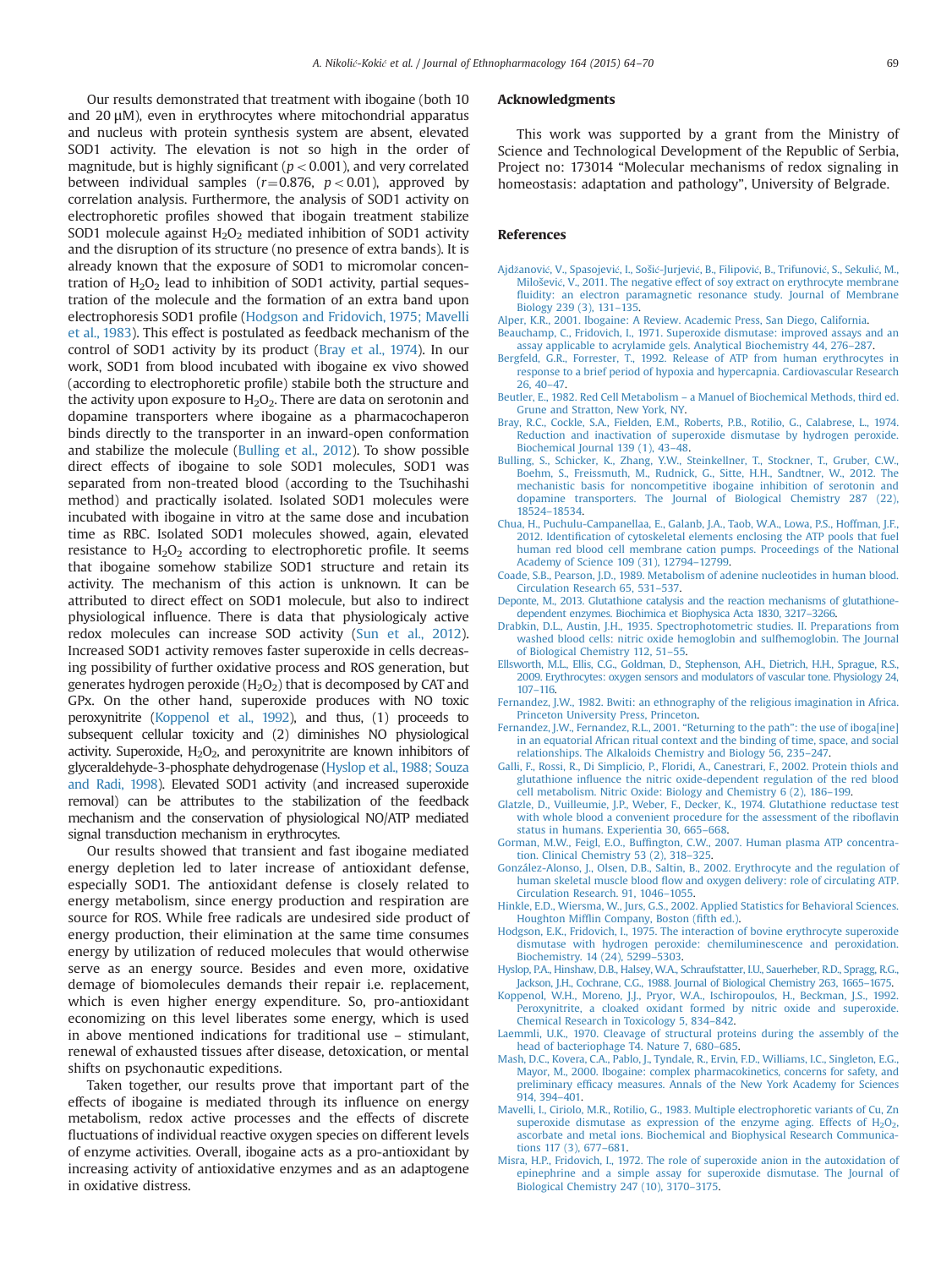Our results demonstrated that treatment with ibogaine (both 10 and 20 μM), even in erythrocytes where mitochondrial apparatus and nucleus with protein synthesis system are absent, elevated SOD1 activity. The elevation is not so high in the order of magnitude, but is highly significant ($p<0.001$), and very correlated between individual samples ($r=0.876$, $p<0.01$), approved by correlation analysis. Furthermore, the analysis of SOD1 activity on electrophoretic profiles showed that ibogain treatment stabilize SOD1 molecule against $H_2O_2$ mediated inhibition of SOD1 activity and the disruption of its structure (no presence of extra bands). It is already known that the exposure of SOD1 to micromolar concentration of $H_2O_2$ lead to inhibition of SOD1 activity, partial sequestration of the molecule and the formation of an extra band upon electrophoresis SOD1 profile (Hodgson and Fridovich, 1975; Mavelli et al., 1983). This effect is postulated as feedback mechanism of the control of SOD1 activity by its product (Bray et al., 1974). In our work, SOD1 from blood incubated with ibogaine ex vivo showed (according to electrophoretic profile) stabile both the structure and the activity upon exposure to $H_2O_2$. There are data on serotonin and dopamine transporters where ibogaine as a pharmacochaperon binds directly to the transporter in an inward-open conformation and stabilize the molecule (Bulling et al., 2012). To show possible direct effects of ibogaine to sole SOD1 molecules, SOD1 was separated from non-treated blood (according to the Tsuchihashi method) and practically isolated. Isolated SOD1 molecules were incubated with ibogaine in vitro at the same dose and incubation time as RBC. Isolated SOD1 molecules showed, again, elevated resistance to $H_2O_2$ according to electrophoretic profile. It seems that ibogaine somehow stabilize SOD1 structure and retain its activity. The mechanism of this action is unknown. It can be attributed to direct effect on SOD1 molecule, but also to indirect physiological influence. There is data that physiologicaly active redox molecules can increase SOD activity (Sun et al., 2012). Increased SOD1 activity removes faster superoxide in cells decreasing possibility of further oxidative process and ROS generation, but generates hydrogen peroxide ($H_2O_2$) that is decomposed by CAT and GPx. On the other hand, superoxide produces with NO toxic peroxynitrite (Koppenol et al., 1992), and thus, (1) proceeds to subsequent cellular toxicity and (2) diminishes NO physiological activity. Superoxide, $H_2O_2$, and peroxynitrite are known inhibitors of glyceraldehyde-3-phosphate dehydrogenase (Hyslop et al., 1988; Souza and Radi, 1998). Elevated SOD1 activity (and increased superoxide removal) can be attributes to the stabilization of the feedback mechanism and the conservation of physiological NO/ATP mediated signal transduction mechanism in erythrocytes.

Our results showed that transient and fast ibogaine mediated energy depletion led to later increase of antioxidant defense, especially SOD1. The antioxidant defense is closely related to energy metabolism, since energy production and respiration are source for ROS. While free radicals are undesired side product of energy production, their elimination at the same time consumes energy by utilization of reduced molecules that would otherwise serve as an energy source. Besides and even more, oxidative demage of biomolecules demands their repair i.e. replacement, which is even higher energy expenditure. So, pro-antioxidant economizing on this level liberates some energy, which is used in above mentioned indications for traditional use – stimulant, renewal of exhausted tissues after disease, detoxication, or mental shifts on psychonautic expeditions.

Taken together, our results prove that important part of the effects of ibogaine is mediated through its influence on energy metabolism, redox active processes and the effects of discrete fluctuations of individual reactive oxygen species on different levels of enzyme activities. Overall, ibogaine acts as a pro-antioxidant by increasing activity of antioxidative enzymes and as an adaptogene in oxidative distress.

## Acknowledgments

This work was supported by a grant from the Ministry of Science and Technological Development of the Republic of Serbia, Project no: 173014 "Molecular mechanisms of redox signaling in homeostasis: adaptation and pathology", University of Belgrade.

## References

Ajdžanović, V., Spasojević, I., Šošić-Jurjević, B., Filipović, B., Trifunović, S., Sekulić, M., Milošević, V., 2011. The negative effect of soy extract on erythrocyte membrane fluidity: an electron paramagnetic resonance study. Journal of Membrane Biology 239 (3), 131–135.

Alper, K.R., 2001. Ibogaine: A Review. Academic Press, San Diego, California.

Beauchamp, C., Fridovich, I., 1971. Superoxide dismutase: improved assays and an assay applicable to acrylamide gels. Analytical Biochemistry 44, 276–287.

Bergfeld, G.R., Forrester, T., 1992. Release of ATP from human erythrocytes in response to a brief period of hypoxia and hypercapnia. Cardiovascular Research 26, 40–47.

Beutler, E., 1982. Red Cell Metabolism – a Manuel of Biochemical Methods, third ed. Grune and Stratton, New York, NY.

Bray, R.C., Cockle, S.A., Fielden, E.M., Roberts, P.B., Rotilio, G., Calabrese, L., 1974. Reduction and inactivation of superoxide dismutase by hydrogen peroxide. Biochemical Journal 139 (1), 43–48.

Bulling, S., Schicker, K., Zhang, Y.W., Steinkellner, T., Stockner, T., Gruber, C.W., Boehm, S., Freissmuth, M., Rudnick, G., Sitte, H.H., Sandtner, W., 2012. The mechanistic basis for noncompetitive ibogaine inhibition of serotonin and dopamine transporters. The Journal of Biological Chemistry 287 (22), 18524–18534.

Chua, H., Puchulu-Campanellaa, E., Galanb, J.A., Taob, W.A., Lowa, P.S., Hoffman, J.F., 2012. Identification of cytoskeletal elements enclosing the ATP pools that fuel human red blood cell membrane cation pumps. Proceedings of the National Academy of Science 109 (31), 12794–12799.

Coade, S.B., Pearson, J.D., 1989. Metabolism of adenine nucleotides in human blood. Circulation Research 65, 531–537.

Deponte, M., 2013. Glutathione catalysis and the reaction mechanisms of glutathione-dependent enzymes. Biochimica et Biophysica Acta 1830, 3217–3266.

Drabkin, D.L., Austin, J.H., 1935. Spectrophotometric studies. II. Preparations from washed blood cells: nitric oxide hemoglobin and sulfhemoglobin. The Journal of Biological Chemistry 112, 51–55.

Ellsworth, M.L., Ellis, C.G., Goldman, D., Stephenson, A.H., Dietrich, H.H., Sprague, R.S., 2009. Erythrocytes: oxygen sensors and modulators of vascular tone. Physiology 24, 107–116.

Fernandez, J.W., 1982. Bwiti: an ethnography of the religious imagination in Africa. Princeton University Press, Princeton.

Fernandez, J.W., Fernandez, R.L., 2001. "Returning to the path": the use of iboga[ine] in an equatorial African ritual context and the binding of time, space, and social relationships. The Alkaloids Chemistry and Biology 56, 235–247.

Galli, F., Rossi, R., Di Simplicio, P., Floridi, A., Canestrari, F., 2002. Protein thiols and glutathione influence the nitric oxide-dependent regulation of the red blood cell metabolism. Nitric Oxide: Biology and Chemistry 6 (2), 186–199.

Glatzle, D., Vuilleumie, J.P., Weber, F., Decker, K., 1974. Glutathione reductase test with whole blood a convenient procedure for the assessment of the riboflavin status in humans. Experientia 30, 665–668.

Gorman, M.W., Feigl, E.O., Buffington, C.W., 2007. Human plasma ATP concentration. Clinical Chemistry 53 (2), 318–325.

González-Alonso, J., Olsen, D.B., Saltin, B., 2002. Erythrocyte and the regulation of human skeletal muscle blood flow and oxygen delivery: role of circulating ATP. Circulation Research. 91, 1046–1055.

Hinkle, E.D., Wiersma, W., Jurs, G.S., 2002. Applied Statistics for Behavioral Sciences. Houghton Mifflin Company, Boston (fifth ed.).

Hodgson, E.K., Fridovich, I., 1975. The interaction of bovine erythrocyte superoxide dismutase with hydrogen peroxide: chemiluminescence and peroxidation. Biochemistry. 14 (24), 5299–5303.

Hyslop, P.A., Hinshaw, D.B., Halsey, W.A., Schraufstatter, I.U., Sauerheber, R.D., Spragg, R.G., Jackson, J.H., Cochrane, C.G., 1988. Journal of Biological Chemistry 263, 1665–1675.

Koppenol, W.H., Moreno, J.J., Pryor, W.A., Ischiropoulos, H., Beckman, J.S., 1992. Peroxynitrite, a cloaked oxidant formed by nitric oxide and superoxide. Chemical Research in Toxicology 5, 834–842.

Laemmli, U.K., 1970. Cleavage of structural proteins during the assembly of the head of bacteriophage T4. Nature 7, 680–685.

Mash, D.C., Kovera, C.A., Pablo, J., Tyndale, R., Ervin, F.D., Williams, I.C., Singleton, E.G., Mayor, M., 2000. Ibogaine: complex pharmacokinetics, concerns for safety, and preliminary efficacy measures. Annals of the New York Academy for Sciences 914, 394–401.

Mavelli, I., Ciriolo, M.R., Rotilio, G., 1983. Multiple electrophoretic variants of Cu, Zn superoxide dismutase as expression of the enzyme aging. Effects of $H_2O_2$, ascorbate and metal ions. Biochemical and Biophysical Research Communications 117 (3), 677–681.

Misra, H.P., Fridovich, I., 1972. The role of superoxide anion in the autoxidation of epinephrine and a simple assay for superoxide dismutase. The Journal of Biological Chemistry 247 (10), 3170–3175.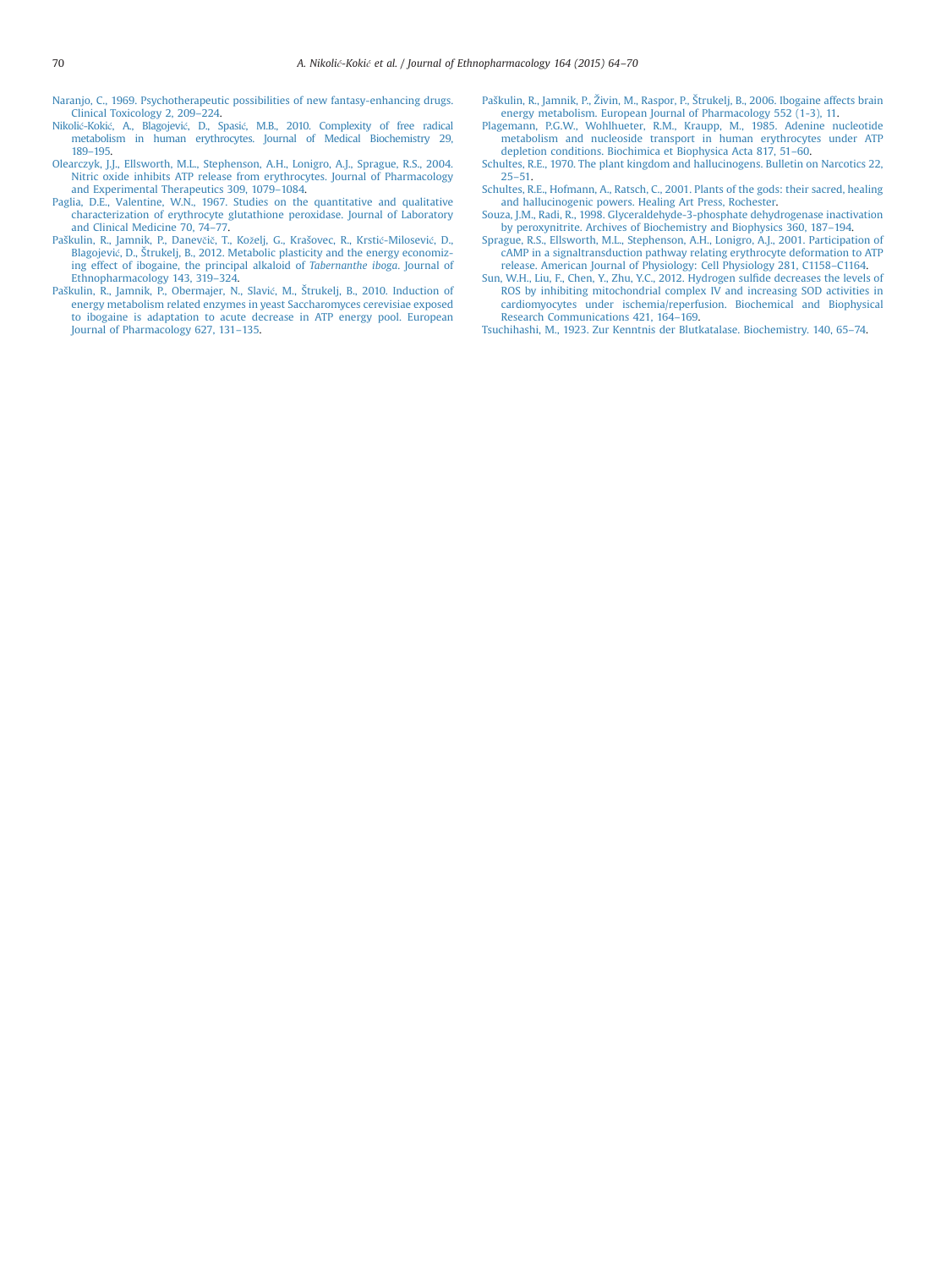Naranjo, C., 1969. Psychotherapeutic possibilities of new fantasy-enhancing drugs. Clinical Toxicology 2, 209–224.

Nikolić-Kokić, A., Blagojević, D., Spasić, M.B., 2010. Complexity of free radical metabolism in human erythrocytes. Journal of Medical Biochemistry 29, 189–195.

Olearczyk, J.J., Ellsworth, M.L., Stephenson, A.H., Lonigro, A.J., Sprague, R.S., 2004. Nitric oxide inhibits ATP release from erythrocytes. Journal of Pharmacology and Experimental Therapeutics 309, 1079–1084.

Paglia, D.E., Valentine, W.N., 1967. Studies on the quantitative and qualitative characterization of erythrocyte glutathione peroxidase. Journal of Laboratory and Clinical Medicine 70, 74–77.

Paškulin, R., Jamnik, P., Danevčič, T., Koželj, G., Krašovec, R., Krstić-Milosević, D., Blagojević, D., Štrukelj, B., 2012. Metabolic plasticity and the energy economizing effect of ibogaine, the principal alkaloid of *Tabernanthe iboga*. Journal of Ethnopharmacology 143, 319–324.

Paškulin, R., Jamnik, P., Obermajer, N., Slavić, M., Štrukelj, B., 2010. Induction of energy metabolism related enzymes in yeast Saccharomyces cerevisiae exposed to ibogaine is adaptation to acute decrease in ATP energy pool. European Journal of Pharmacology 627, 131–135.

Paškulin, R., Jamnik, P., Živin, M., Raspor, P., Štrukelj, B., 2006. Ibogaine affects brain energy metabolism. European Journal of Pharmacology 552 (1-3), 11.

Plagemann, P.G.W., Wohlhueter, R.M., Kraupp, M., 1985. Adenine nucleotide metabolism and nucleoside transport in human erythrocytes under ATP depletion conditions. Biochimica et Biophysica Acta 817, 51–60.

Schultes, R.E., 1970. The plant kingdom and hallucinogens. Bulletin on Narcotics 22, 25–51.

Schultes, R.E., Hofmann, A., Ratsch, C., 2001. Plants of the gods: their sacred, healing and hallucinogenic powers. Healing Art Press, Rochester.

Souza, J.M., Radi, R., 1998. Glyceraldehyde-3-phosphate dehydrogenase inactivation by peroxynitrite. Archives of Biochemistry and Biophysics 360, 187–194.

Sprague, R.S., Ellsworth, M.L., Stephenson, A.H., Lonigro, A.J., 2001. Participation of cAMP in a signaltransduction pathway relating erythrocyte deformation to ATP release. American Journal of Physiology: Cell Physiology 281, C1158–C1164.

Sun, W.H., Liu, F., Chen, Y., Zhu, Y.C., 2012. Hydrogen sulfide decreases the levels of ROS by inhibiting mitochondrial complex IV and increasing SOD activities in cardiomyocytes under ischemia/reperfusion. Biochemical and Biophysical Research Communications 421, 164–169.

Tsuchihashi, M., 1923. Zur Kenntnis der Blutkatalase. Biochemistry. 140, 65–74.